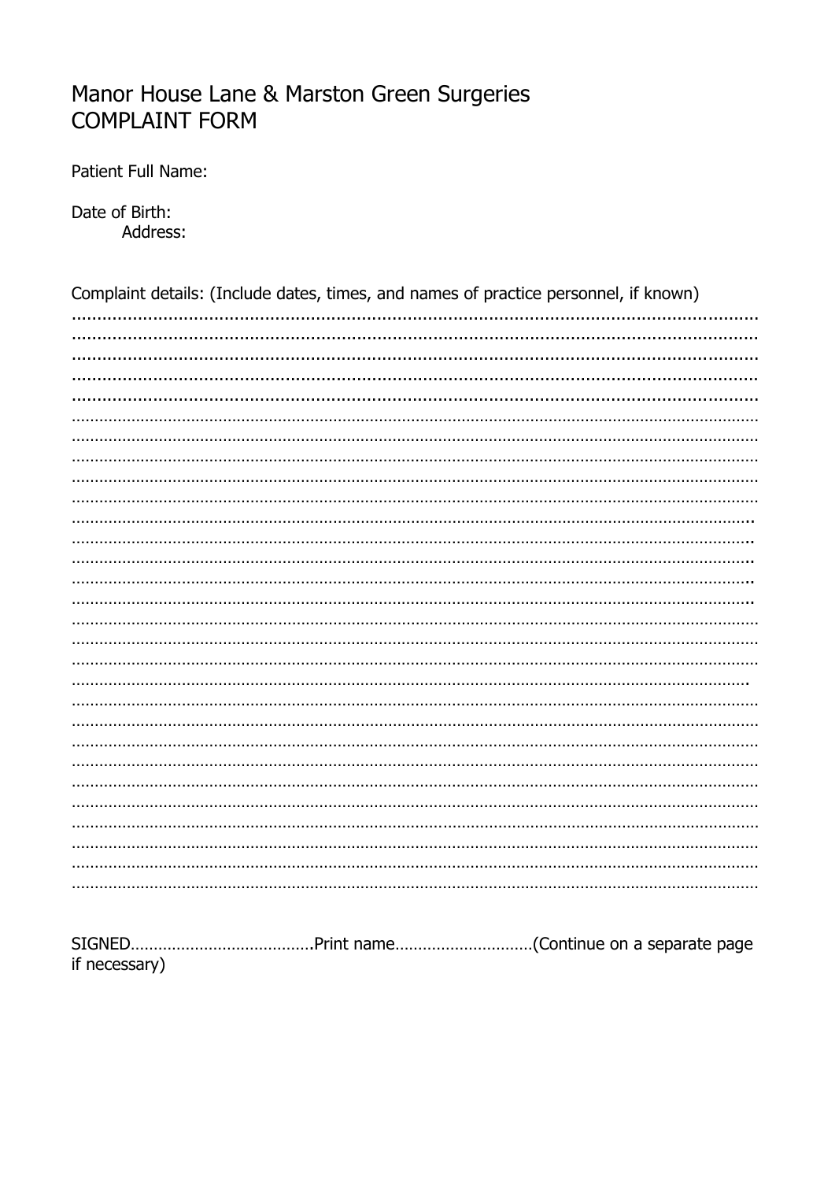# Manor House Lane & Marston Green Surgeries
# COMPLAINT FORM

Patient Full Name:

Date of Birth:

Address:

Complaint details: (Include dates, times, and names of practice personnel, if known)

……………………………………………………………………………………………………………………
……………………………………………………………………………………………………………………
……………………………………………………………………………………………………………………
……………………………………………………………………………………………………………………
……………………………………………………………………………………………………………………
……………………………………………………………………………………………………………………
……………………………………………………………………………………………………………………
……………………………………………………………………………………………………………………
……………………………………………………………………………………………………………………
……………………………………………………………………………………………………………………
……………………………………………………………………………………………………………………
……………………………………………………………………………………………………………………
……………………………………………………………………………………………………………………
……………………………………………………………………………………………………………………
……………………………………………………………………………………………………………………
……………………………………………………………………………………………………………………
……………………………………………………………………………………………………………………
……………………………………………………………………………………………………………………
……………………………………………………………………………………………………………………
……………………………………………………………………………………………………………………
……………………………………………………………………………………………………………………
……………………………………………………………………………………………………………………
……………………………………………………………………………………………………………………
……………………………………………………………………………………………………………………
……………………………………………………………………………………………………………………
……………………………………………………………………………………………………………………
……………………………………………………………………………………………………………………
……………………………………………………………………………………………………………………
……………………………………………………………………………………………………………………

SIGNED…………………………………Print name…………………………(Continue on a separate page if necessary)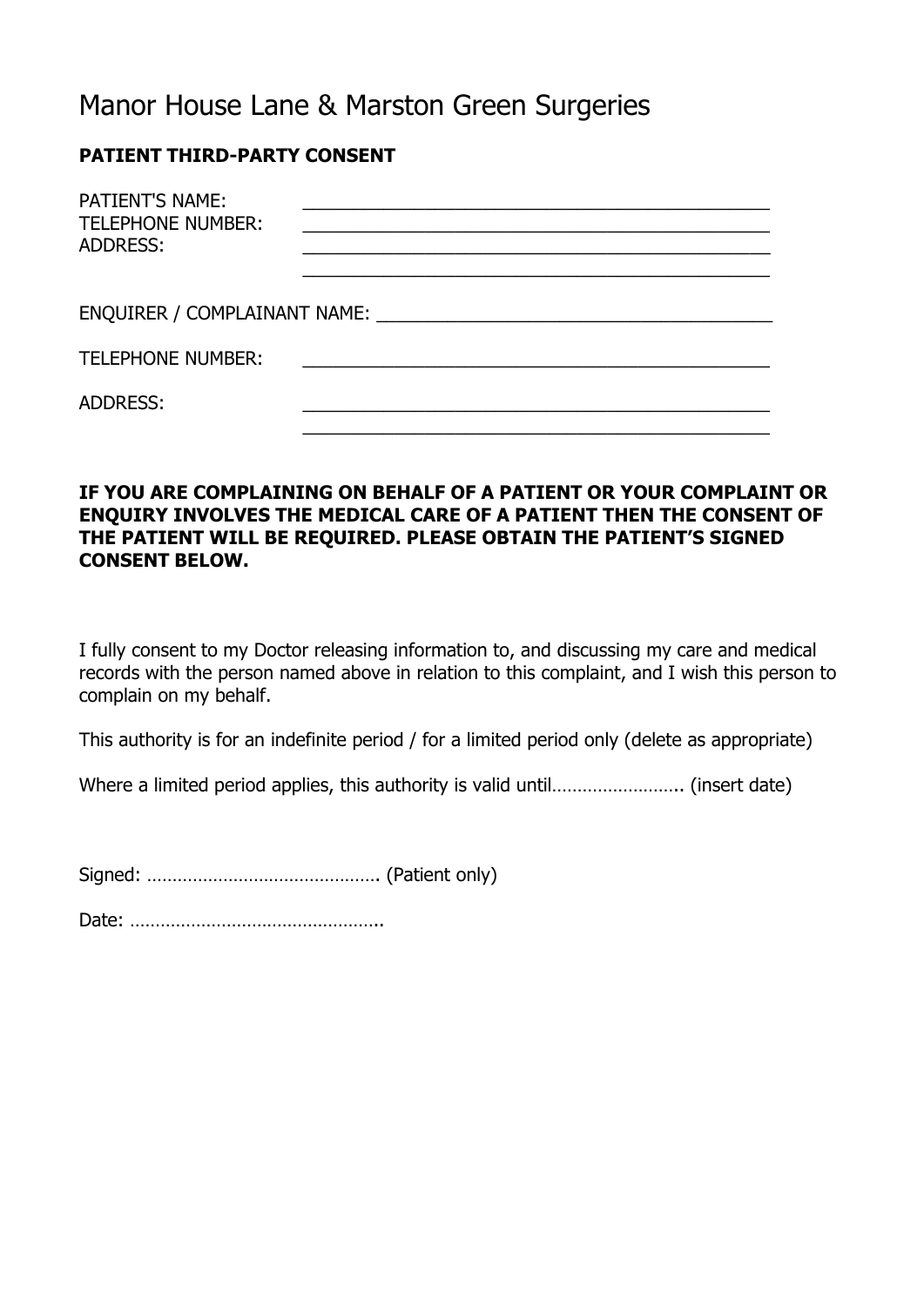# Manor House Lane & Marston Green Surgeries

**PATIENT THIRD-PARTY CONSENT**

PATIENT'S NAME: _______________________________________________

TELEPHONE NUMBER: _______________________________________________

ADDRESS: _______________________________________________

_______________________________________________

ENQUIRER / COMPLAINANT NAME: ______________________________________

TELEPHONE NUMBER: _______________________________________________

ADDRESS: _______________________________________________

_______________________________________________

**IF YOU ARE COMPLAINING ON BEHALF OF A PATIENT OR YOUR COMPLAINT OR ENQUIRY INVOLVES THE MEDICAL CARE OF A PATIENT THEN THE CONSENT OF THE PATIENT WILL BE REQUIRED. PLEASE OBTAIN THE PATIENT'S SIGNED CONSENT BELOW.**

I fully consent to my Doctor releasing information to, and discussing my care and medical records with the person named above in relation to this complaint, and I wish this person to complain on my behalf.

This authority is for an indefinite period / for a limited period only (delete as appropriate)

Where a limited period applies, this authority is valid until…………………….. (insert date)

Signed: ………………………………………. (Patient only)

Date: …………………………………………..